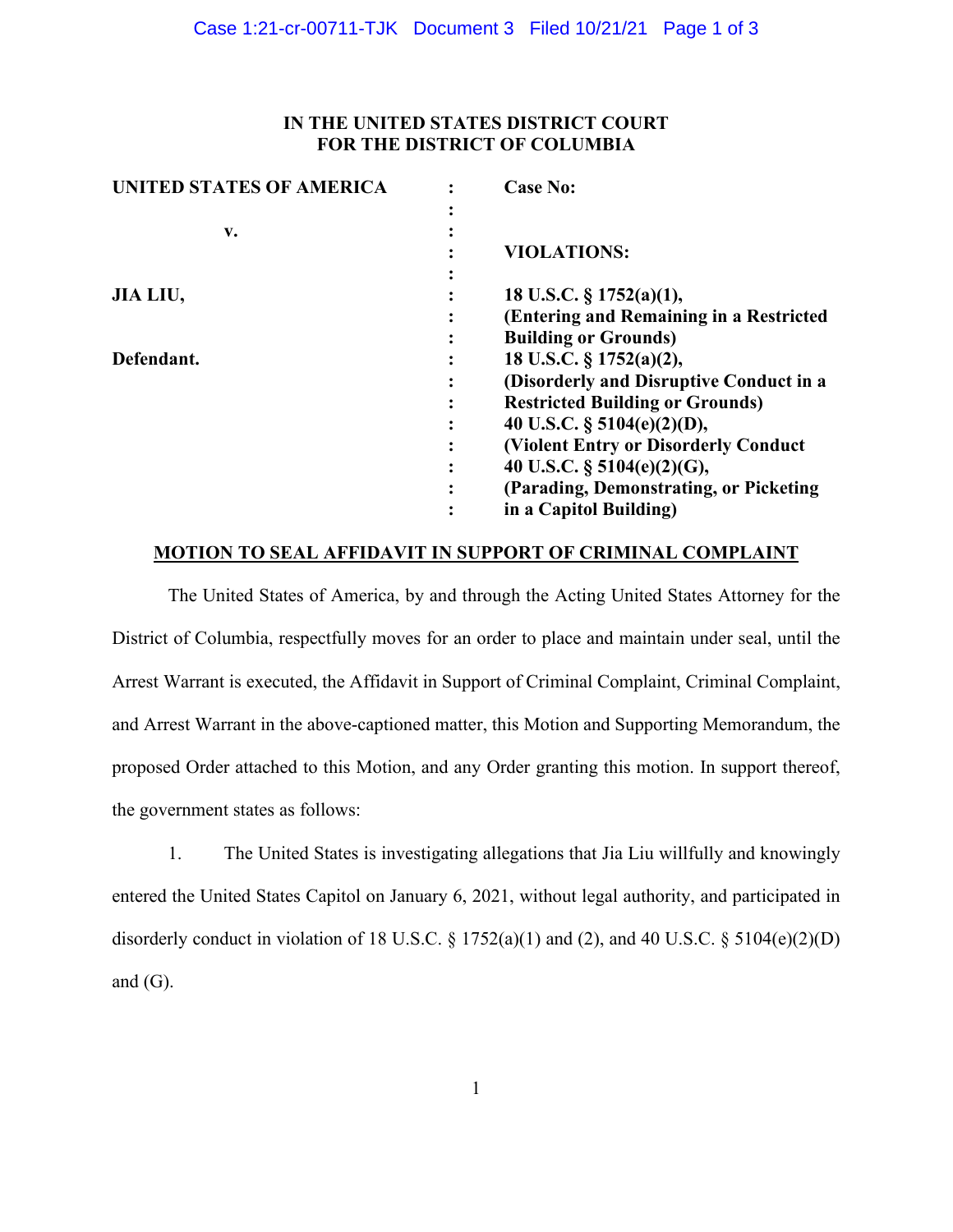**IN THE UNITED STATES DISTRICT COURT**
**FOR THE DISTRICT OF COLUMBIA**

| | | |
|---|---|---|
| **UNITED STATES OF AMERICA** | : | **Case No:** |
| | : | |
| **v.** | : | |
| | : | **VIOLATIONS:** |
| | : | |
| **JIA LIU,** | : | **18 U.S.C. § 1752(a)(1),** |
| | : | **(Entering and Remaining in a Restricted** |
| | : | **Building or Grounds)** |
| **Defendant.** | : | **18 U.S.C. § 1752(a)(2),** |
| | : | **(Disorderly and Disruptive Conduct in a** |
| | : | **Restricted Building or Grounds)** |
| | : | **40 U.S.C. § 5104(e)(2)(D),** |
| | : | **(Violent Entry or Disorderly Conduct** |
| | : | **40 U.S.C. § 5104(e)(2)(G),** |
| | : | **(Parading, Demonstrating, or Picketing** |
| | : | **in a Capitol Building)** |

**MOTION TO SEAL AFFIDAVIT IN SUPPORT OF CRIMINAL COMPLAINT**

The United States of America, by and through the Acting United States Attorney for the District of Columbia, respectfully moves for an order to place and maintain under seal, until the Arrest Warrant is executed, the Affidavit in Support of Criminal Complaint, Criminal Complaint, and Arrest Warrant in the above-captioned matter, this Motion and Supporting Memorandum, the proposed Order attached to this Motion, and any Order granting this motion. In support thereof, the government states as follows:

1. The United States is investigating allegations that Jia Liu willfully and knowingly entered the United States Capitol on January 6, 2021, without legal authority, and participated in disorderly conduct in violation of 18 U.S.C. § 1752(a)(1) and (2), and 40 U.S.C. § 5104(e)(2)(D) and (G).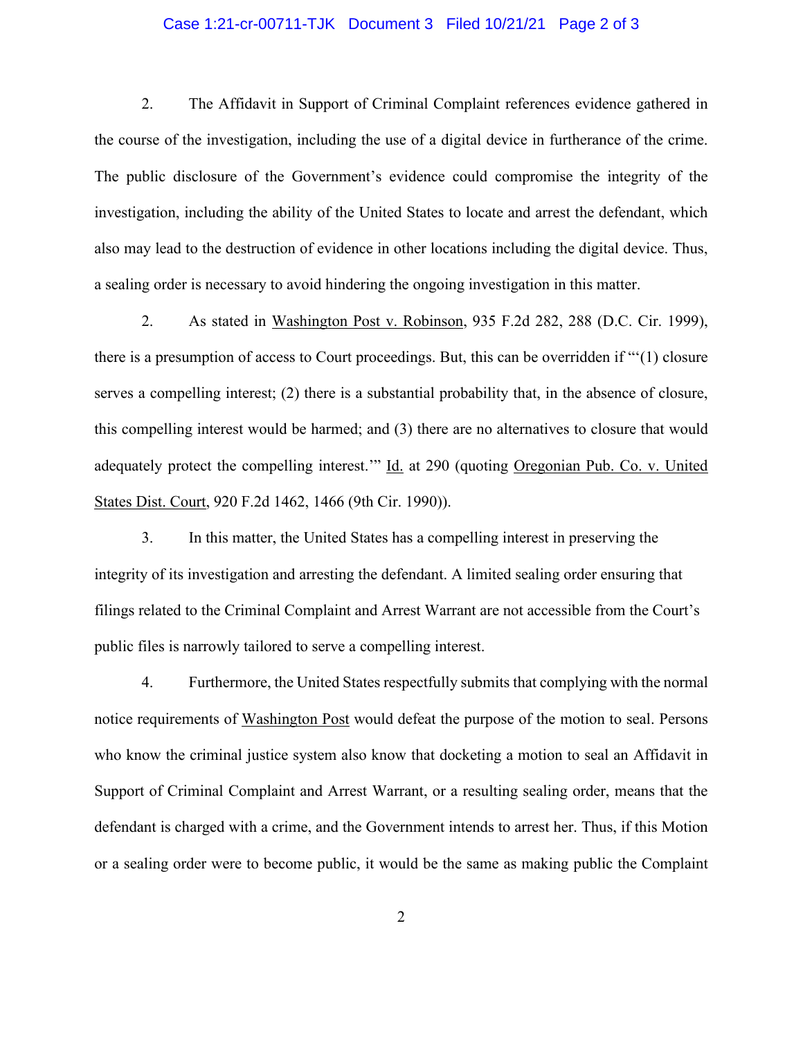2. The Affidavit in Support of Criminal Complaint references evidence gathered in the course of the investigation, including the use of a digital device in furtherance of the crime. The public disclosure of the Government's evidence could compromise the integrity of the investigation, including the ability of the United States to locate and arrest the defendant, which also may lead to the destruction of evidence in other locations including the digital device. Thus, a sealing order is necessary to avoid hindering the ongoing investigation in this matter.

2. As stated in Washington Post v. Robinson, 935 F.2d 282, 288 (D.C. Cir. 1999), there is a presumption of access to Court proceedings. But, this can be overridden if "'(1) closure serves a compelling interest; (2) there is a substantial probability that, in the absence of closure, this compelling interest would be harmed; and (3) there are no alternatives to closure that would adequately protect the compelling interest.'" Id. at 290 (quoting Oregonian Pub. Co. v. United States Dist. Court, 920 F.2d 1462, 1466 (9th Cir. 1990)).

3. In this matter, the United States has a compelling interest in preserving the integrity of its investigation and arresting the defendant. A limited sealing order ensuring that filings related to the Criminal Complaint and Arrest Warrant are not accessible from the Court's public files is narrowly tailored to serve a compelling interest.

4. Furthermore, the United States respectfully submits that complying with the normal notice requirements of Washington Post would defeat the purpose of the motion to seal. Persons who know the criminal justice system also know that docketing a motion to seal an Affidavit in Support of Criminal Complaint and Arrest Warrant, or a resulting sealing order, means that the defendant is charged with a crime, and the Government intends to arrest her. Thus, if this Motion or a sealing order were to become public, it would be the same as making public the Complaint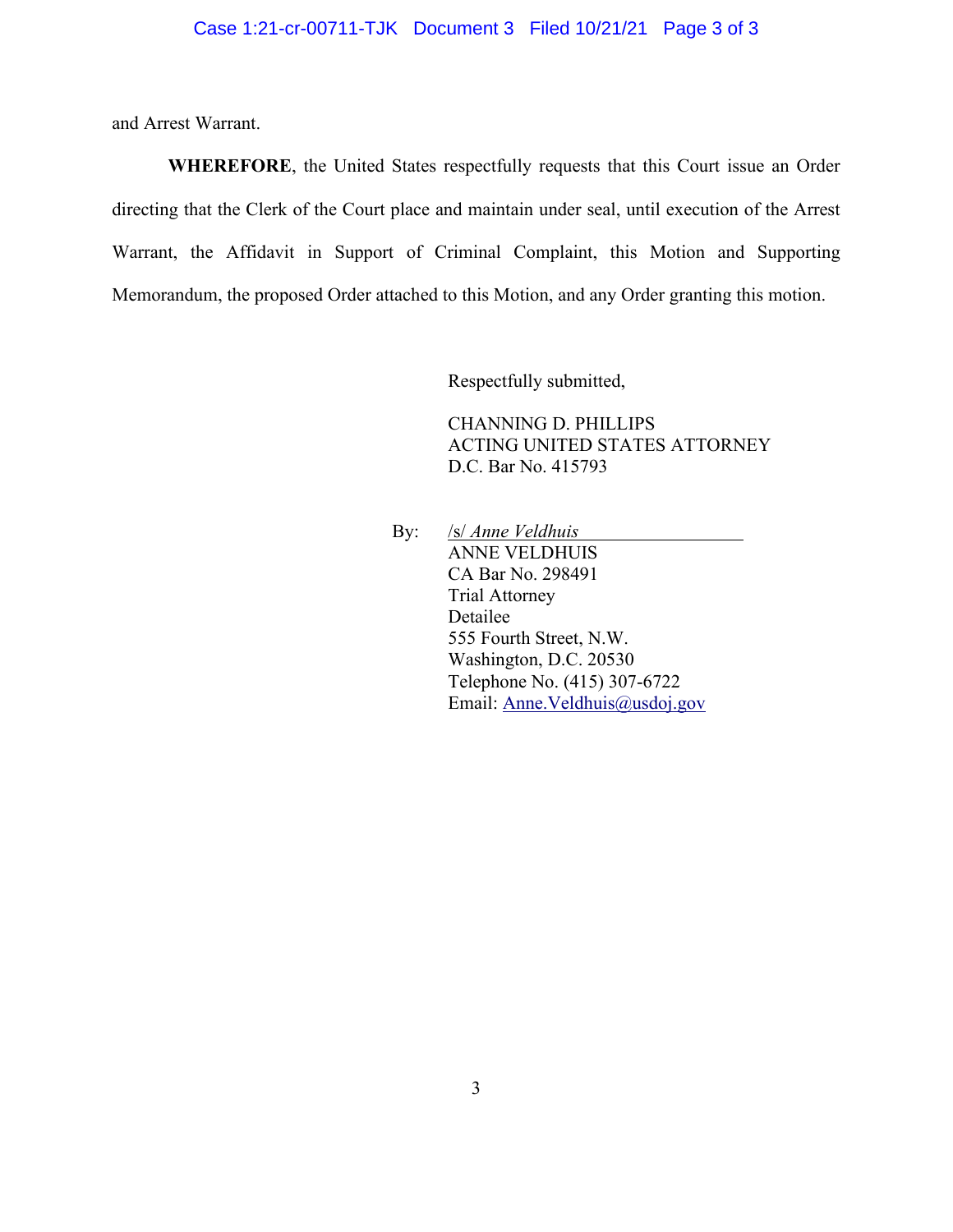and Arrest Warrant.

**WHEREFORE**, the United States respectfully requests that this Court issue an Order directing that the Clerk of the Court place and maintain under seal, until execution of the Arrest Warrant, the Affidavit in Support of Criminal Complaint, this Motion and Supporting Memorandum, the proposed Order attached to this Motion, and any Order granting this motion.

Respectfully submitted,

CHANNING D. PHILLIPS
ACTING UNITED STATES ATTORNEY
D.C. Bar No. 415793

By: /s/ *Anne Veldhuis*
ANNE VELDHUIS
CA Bar No. 298491
Trial Attorney
Detailee
555 Fourth Street, N.W.
Washington, D.C. 20530
Telephone No. (415) 307-6722
Email: Anne.Veldhuis@usdoj.gov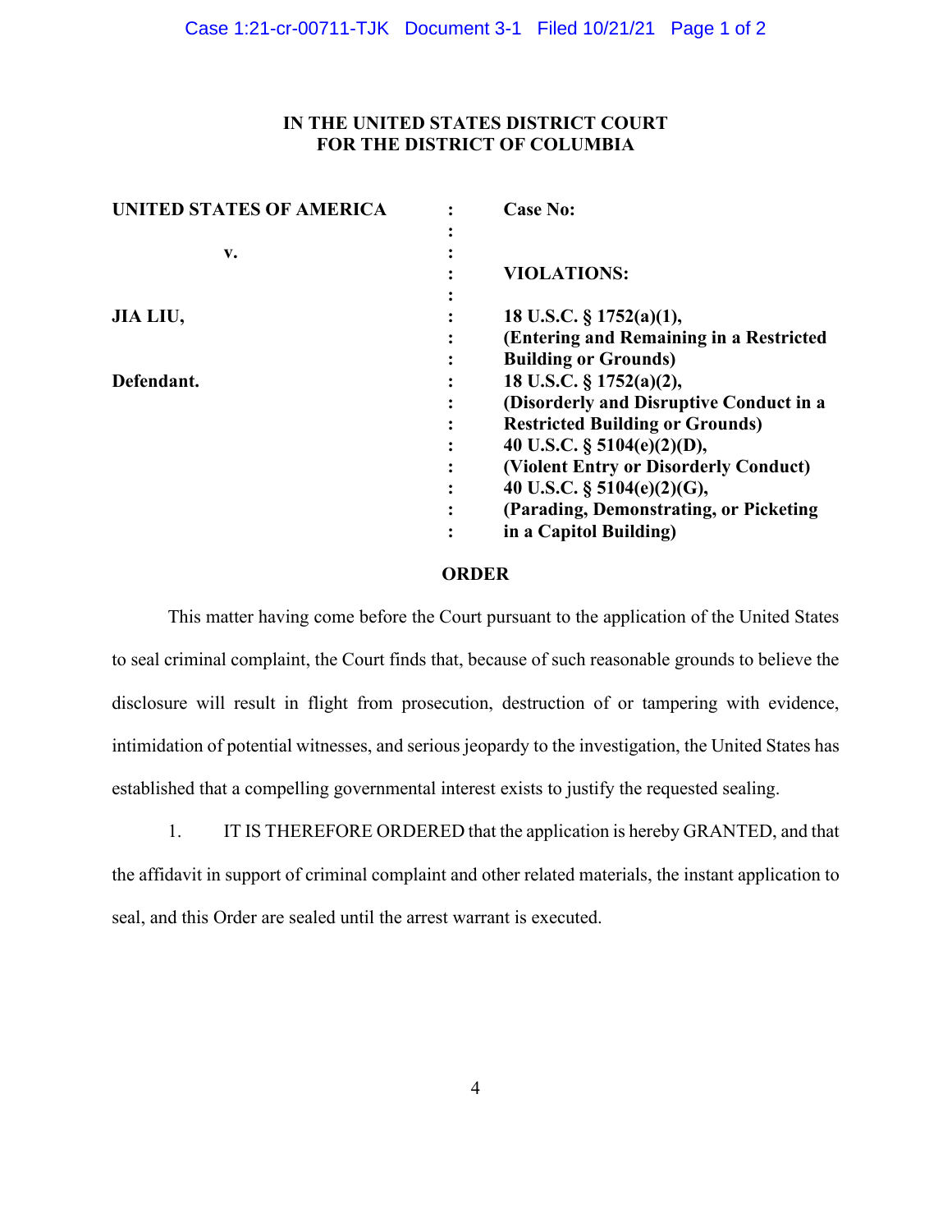**IN THE UNITED STATES DISTRICT COURT**
**FOR THE DISTRICT OF COLUMBIA**

| | | |
|---|---|---|
| **UNITED STATES OF AMERICA** | : | **Case No:** |
| | : | |
| **v.** | : | |
| | : | **VIOLATIONS:** |
| | : | |
| **JIA LIU,** | : | **18 U.S.C. § 1752(a)(1),** |
| | : | **(Entering and Remaining in a Restricted** |
| | : | **Building or Grounds)** |
| **Defendant.** | : | **18 U.S.C. § 1752(a)(2),** |
| | : | **(Disorderly and Disruptive Conduct in a** |
| | : | **Restricted Building or Grounds)** |
| | : | **40 U.S.C. § 5104(e)(2)(D),** |
| | : | **(Violent Entry or Disorderly Conduct)** |
| | : | **40 U.S.C. § 5104(e)(2)(G),** |
| | : | **(Parading, Demonstrating, or Picketing** |
| | : | **in a Capitol Building)** |

**ORDER**

This matter having come before the Court pursuant to the application of the United States to seal criminal complaint, the Court finds that, because of such reasonable grounds to believe the disclosure will result in flight from prosecution, destruction of or tampering with evidence, intimidation of potential witnesses, and serious jeopardy to the investigation, the United States has established that a compelling governmental interest exists to justify the requested sealing.

1. IT IS THEREFORE ORDERED that the application is hereby GRANTED, and that the affidavit in support of criminal complaint and other related materials, the instant application to seal, and this Order are sealed until the arrest warrant is executed.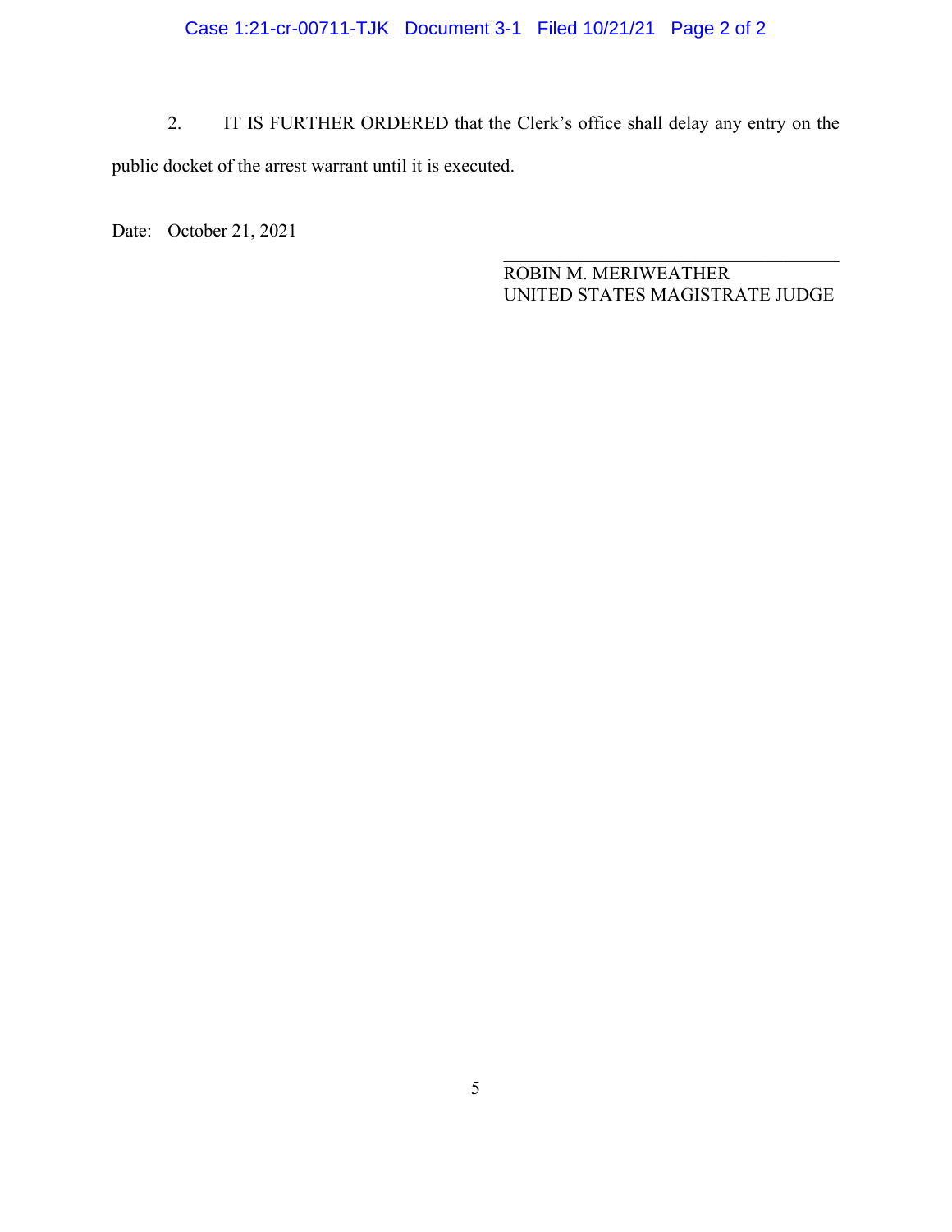2. IT IS FURTHER ORDERED that the Clerk's office shall delay any entry on the public docket of the arrest warrant until it is executed.

Date: October 21, 2021

ROBIN M. MERIWEATHER
UNITED STATES MAGISTRATE JUDGE